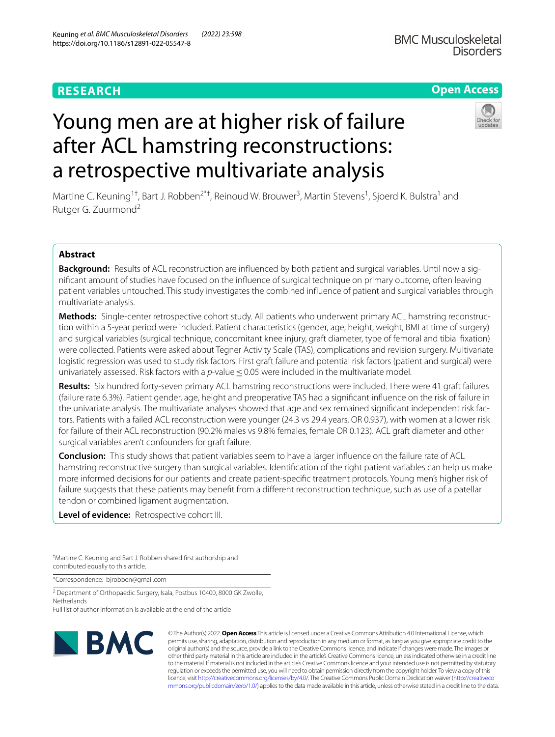RESEARCH

Open Access

# Young men are at higher risk of failure after ACL hamstring reconstructions: a retrospective multivariate analysis

Martine C. Keuning[1†], Bart J. Robben[2*†], Reinoud W. Brouwer[3], Martin Stevens[1], Sjoerd K. Bulstra[1] and Rutger G. Zuurmond[2]

## Abstract

**Background:** Results of ACL reconstruction are influenced by both patient and surgical variables. Until now a significant amount of studies have focused on the influence of surgical technique on primary outcome, often leaving patient variables untouched. This study investigates the combined influence of patient and surgical variables through multivariate analysis.

**Methods:** Single-center retrospective cohort study. All patients who underwent primary ACL hamstring reconstruction within a 5-year period were included. Patient characteristics (gender, age, height, weight, BMI at time of surgery) and surgical variables (surgical technique, concomitant knee injury, graft diameter, type of femoral and tibial fixation) were collected. Patients were asked about Tegner Activity Scale (TAS), complications and revision surgery. Multivariate logistic regression was used to study risk factors. First graft failure and potential risk factors (patient and surgical) were univariately assessed. Risk factors with a $p$-value $\leq 0.05$ were included in the multivariate model.

**Results:** Six hundred forty-seven primary ACL hamstring reconstructions were included. There were 41 graft failures (failure rate 6.3%). Patient gender, age, height and preoperative TAS had a significant influence on the risk of failure in the univariate analysis. The multivariate analyses showed that age and sex remained significant independent risk factors. Patients with a failed ACL reconstruction were younger (24.3 vs 29.4 years, OR 0.937), with women at a lower risk for failure of their ACL reconstruction (90.2% males vs 9.8% females, female OR 0.123). ACL graft diameter and other surgical variables aren't confounders for graft failure.

**Conclusion:** This study shows that patient variables seem to have a larger influence on the failure rate of ACL hamstring reconstructive surgery than surgical variables. Identification of the right patient variables can help us make more informed decisions for our patients and create patient-specific treatment protocols. Young men's higher risk of failure suggests that these patients may benefit from a different reconstruction technique, such as use of a patellar tendon or combined ligament augmentation.

**Level of evidence:** Retrospective cohort III.

†Martine C. Keuning and Bart J. Robben shared first authorship and contributed equally to this article.

*Correspondence: bjrobben@gmail.com

[2] Department of Orthopaedic Surgery, Isala, Postbus 10400, 8000 GK Zwolle, Netherlands

Full list of author information is available at the end of the article

© The Author(s) 2022. **Open Access** This article is licensed under a Creative Commons Attribution 4.0 International License, which permits use, sharing, adaptation, distribution and reproduction in any medium or format, as long as you give appropriate credit to the original author(s) and the source, provide a link to the Creative Commons licence, and indicate if changes were made. The images or other third party material in this article are included in the article's Creative Commons licence, unless indicated otherwise in a credit line to the material. If material is not included in the article's Creative Commons licence and your intended use is not permitted by statutory regulation or exceeds the permitted use, you will need to obtain permission directly from the copyright holder. To view a copy of this licence, visit http://creativecommons.org/licenses/by/4.0/. The Creative Commons Public Domain Dedication waiver (http://creativecommons.org/publicdomain/zero/1.0/) applies to the data made available in this article, unless otherwise stated in a credit line to the data.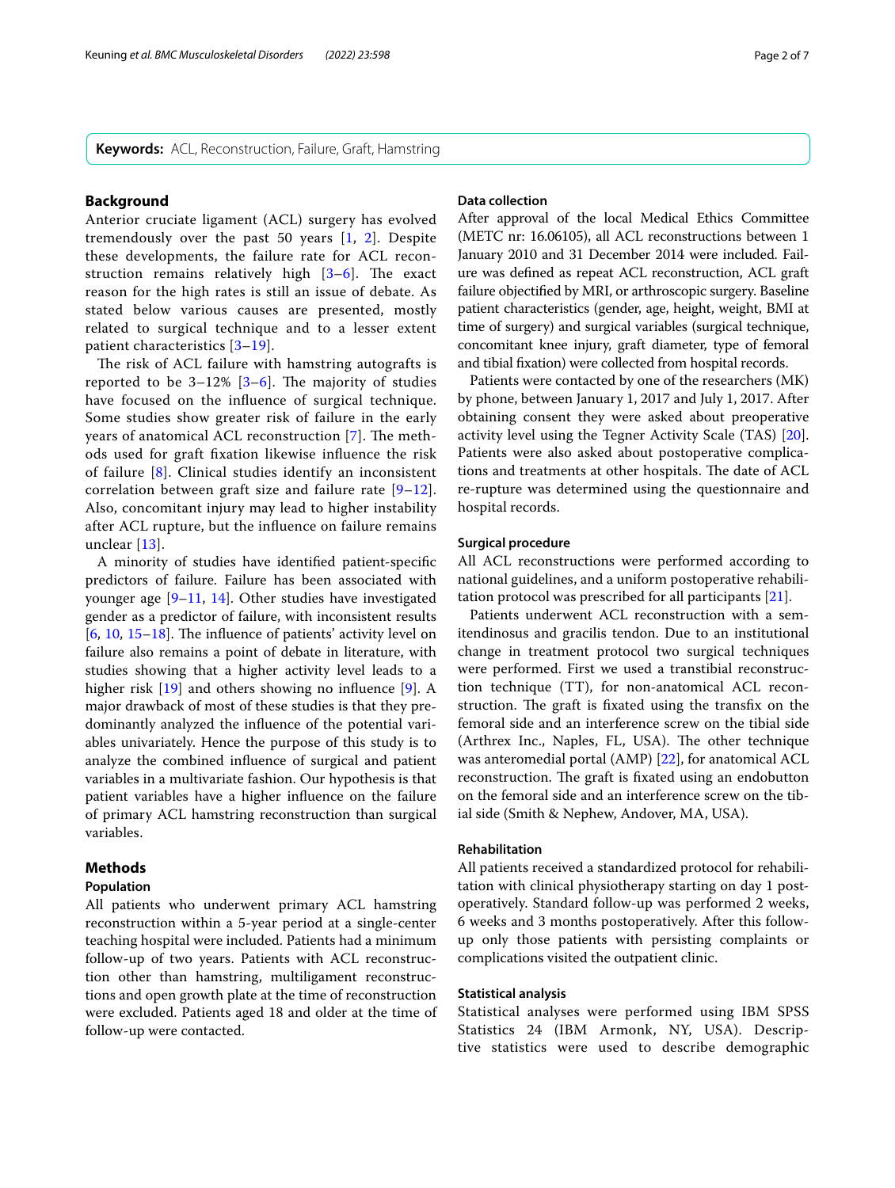**Keywords:** ACL, Reconstruction, Failure, Graft, Hamstring

## Background

Anterior cruciate ligament (ACL) surgery has evolved tremendously over the past 50 years [1, 2]. Despite these developments, the failure rate for ACL reconstruction remains relatively high [3–6]. The exact reason for the high rates is still an issue of debate. As stated below various causes are presented, mostly related to surgical technique and to a lesser extent patient characteristics [3–19].

The risk of ACL failure with hamstring autografts is reported to be 3–12% [3–6]. The majority of studies have focused on the influence of surgical technique. Some studies show greater risk of failure in the early years of anatomical ACL reconstruction [7]. The methods used for graft fixation likewise influence the risk of failure [8]. Clinical studies identify an inconsistent correlation between graft size and failure rate [9–12]. Also, concomitant injury may lead to higher instability after ACL rupture, but the influence on failure remains unclear [13].

A minority of studies have identified patient-specific predictors of failure. Failure has been associated with younger age [9–11, 14]. Other studies have investigated gender as a predictor of failure, with inconsistent results [6, 10, 15–18]. The influence of patients' activity level on failure also remains a point of debate in literature, with studies showing that a higher activity level leads to a higher risk [19] and others showing no influence [9]. A major drawback of most of these studies is that they predominantly analyzed the influence of the potential variables univariately. Hence the purpose of this study is to analyze the combined influence of surgical and patient variables in a multivariate fashion. Our hypothesis is that patient variables have a higher influence on the failure of primary ACL hamstring reconstruction than surgical variables.

## Methods

### Population

All patients who underwent primary ACL hamstring reconstruction within a 5-year period at a single-center teaching hospital were included. Patients had a minimum follow-up of two years. Patients with ACL reconstruction other than hamstring, multiligament reconstructions and open growth plate at the time of reconstruction were excluded. Patients aged 18 and older at the time of follow-up were contacted.

### Data collection

After approval of the local Medical Ethics Committee (METC nr: 16.06105), all ACL reconstructions between 1 January 2010 and 31 December 2014 were included. Failure was defined as repeat ACL reconstruction, ACL graft failure objectified by MRI, or arthroscopic surgery. Baseline patient characteristics (gender, age, height, weight, BMI at time of surgery) and surgical variables (surgical technique, concomitant knee injury, graft diameter, type of femoral and tibial fixation) were collected from hospital records.

Patients were contacted by one of the researchers (MK) by phone, between January 1, 2017 and July 1, 2017. After obtaining consent they were asked about preoperative activity level using the Tegner Activity Scale (TAS) [20]. Patients were also asked about postoperative complications and treatments at other hospitals. The date of ACL re-rupture was determined using the questionnaire and hospital records.

### Surgical procedure

All ACL reconstructions were performed according to national guidelines, and a uniform postoperative rehabilitation protocol was prescribed for all participants [21].

Patients underwent ACL reconstruction with a semitendinosus and gracilis tendon. Due to an institutional change in treatment protocol two surgical techniques were performed. First we used a transtibial reconstruction technique (TT), for non-anatomical ACL reconstruction. The graft is fixated using the transfix on the femoral side and an interference screw on the tibial side (Arthrex Inc., Naples, FL, USA). The other technique was anteromedial portal (AMP) [22], for anatomical ACL reconstruction. The graft is fixated using an endobutton on the femoral side and an interference screw on the tibial side (Smith & Nephew, Andover, MA, USA).

### Rehabilitation

All patients received a standardized protocol for rehabilitation with clinical physiotherapy starting on day 1 postoperatively. Standard follow-up was performed 2 weeks, 6 weeks and 3 months postoperatively. After this follow-up only those patients with persisting complaints or complications visited the outpatient clinic.

### Statistical analysis

Statistical analyses were performed using IBM SPSS Statistics 24 (IBM Armonk, NY, USA). Descriptive statistics were used to describe demographic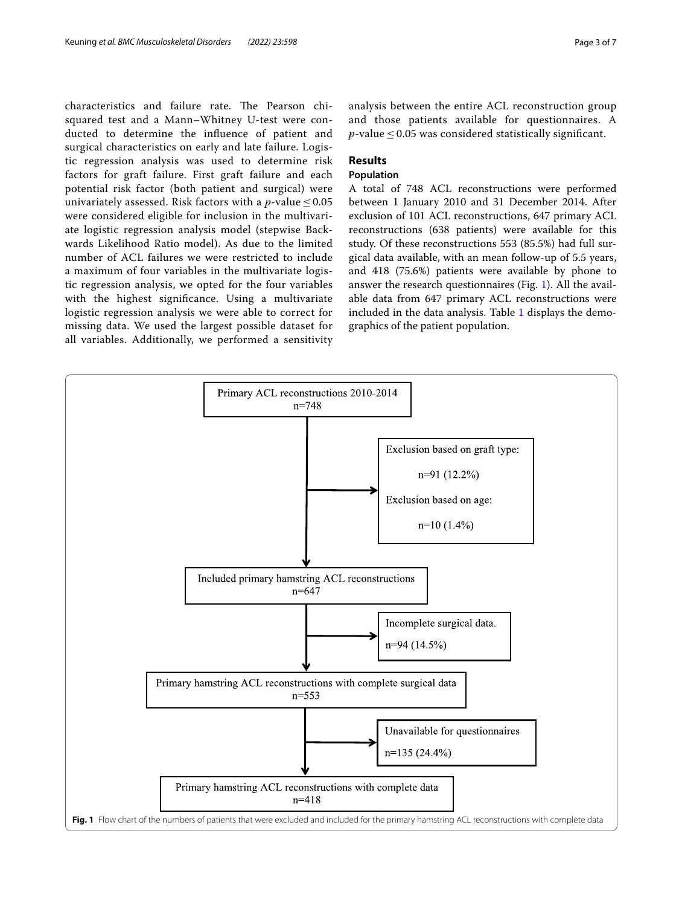characteristics and failure rate. The Pearson chi-squared test and a Mann–Whitney U-test were conducted to determine the influence of patient and surgical characteristics on early and late failure. Logistic regression analysis was used to determine risk factors for graft failure. First graft failure and each potential risk factor (both patient and surgical) were univariately assessed. Risk factors with a $p$-value $\leq 0.05$ were considered eligible for inclusion in the multivariate logistic regression analysis model (stepwise Backwards Likelihood Ratio model). As due to the limited number of ACL failures we were restricted to include a maximum of four variables in the multivariate logistic regression analysis, we opted for the four variables with the highest significance. Using a multivariate logistic regression analysis we were able to correct for missing data. We used the largest possible dataset for all variables. Additionally, we performed a sensitivity analysis between the entire ACL reconstruction group and those patients available for questionnaires. A $p$-value $\leq 0.05$ was considered statistically significant.

## Results

### Population

A total of 748 ACL reconstructions were performed between 1 January 2010 and 31 December 2014. After exclusion of 101 ACL reconstructions, 647 primary ACL reconstructions (638 patients) were available for this study. Of these reconstructions 553 (85.5%) had full surgical data available, with an mean follow-up of 5.5 years, and 418 (75.6%) patients were available by phone to answer the research questionnaires (Fig. 1). All the available data from 647 primary ACL reconstructions were included in the data analysis. Table 1 displays the demographics of the patient population.

```
Primary ACL reconstructions 2010-2014
n=748
    |
    |--> Exclusion based on graft type: n=91 (12.2%)
    |    Exclusion based on age: n=10 (1.4%)
    v
Included primary hamstring ACL reconstructions
n=647
    |
    |--> Incomplete surgical data. n=94 (14.5%)
    v
Primary hamstring ACL reconstructions with complete surgical data
n=553
    |
    |--> Unavailable for questionnaires n=135 (24.4%)
    v
Primary hamstring ACL reconstructions with complete data
n=418
```

**Fig. 1** Flow chart of the numbers of patients that were excluded and included for the primary hamstring ACL reconstructions with complete data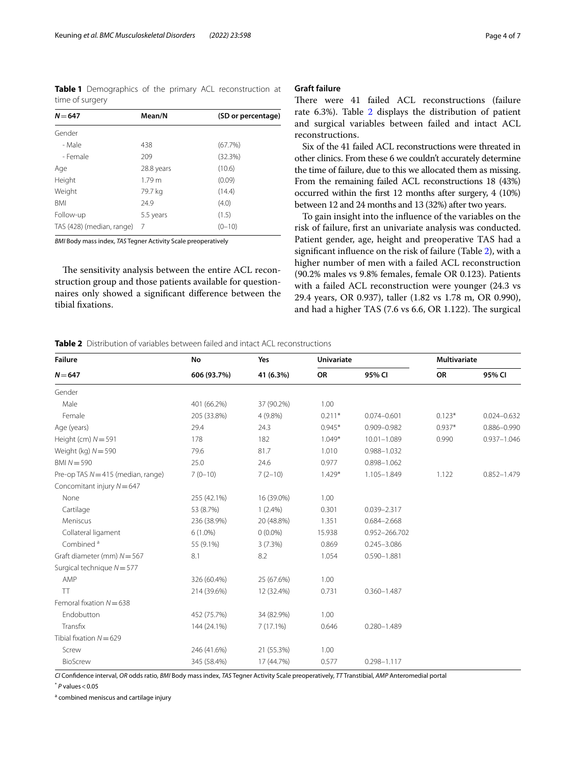**Table 1** Demographics of the primary ACL reconstruction at time of surgery

| $N = 647$ | Mean/N | (SD or percentage) |
|---|---|---|
| Gender | | |
| - Male | 438 | (67.7%) |
| - Female | 209 | (32.3%) |
| Age | 28.8 years | (10.6) |
| Height | 1.79 m | (0.09) |
| Weight | 79.7 kg | (14.4) |
| BMI | 24.9 | (4.0) |
| Follow-up | 5.5 years | (1.5) |
| TAS (428) (median, range) | 7 | (0–10) |

*BMI* Body mass index, *TAS* Tegner Activity Scale preoperatively

The sensitivity analysis between the entire ACL reconstruction group and those patients available for questionnaires only showed a significant difference between the tibial fixations.

## Graft failure

There were 41 failed ACL reconstructions (failure rate 6.3%). Table 2 displays the distribution of patient and surgical variables between failed and intact ACL reconstructions.

Six of the 41 failed ACL reconstructions were threated in other clinics. From these 6 we couldn't accurately determine the time of failure, due to this we allocated them as missing. From the remaining failed ACL reconstructions 18 (43%) occurred within the first 12 months after surgery, 4 (10%) between 12 and 24 months and 13 (32%) after two years.

To gain insight into the influence of the variables on the risk of failure, first an univariate analysis was conducted. Patient gender, age, height and preoperative TAS had a significant influence on the risk of failure (Table 2), with a higher number of men with a failed ACL reconstruction (90.2% males vs 9.8% females, female OR 0.123). Patients with a failed ACL reconstruction were younger (24.3 vs 29.4 years, OR 0.937), taller (1.82 vs 1.78 m, OR 0.990), and had a higher TAS (7.6 vs 6.6, OR 1.122). The surgical

**Table 2** Distribution of variables between failed and intact ACL reconstructions

| Failure | No | Yes | Univariate | | Multivariate | |
|---|---|---|---|---|---|---|
| $N = 647$ | 606 (93.7%) | 41 (6.3%) | OR | 95% CI | OR | 95% CI |
| Gender | | | | | | |
| Male | 401 (66.2%) | 37 (90.2%) | 1.00 | | | |
| Female | 205 (33.8%) | 4 (9.8%) | 0.211* | 0.074–0.601 | 0.123* | 0.024–0.632 |
| Age (years) | 29.4 | 24.3 | 0.945* | 0.909–0.982 | 0.937* | 0.886–0.990 |
| Height (cm) $N = 591$ | 178 | 182 | 1.049* | 10.01–1.089 | 0.990 | 0.937–1.046 |
| Weight (kg) $N = 590$ | 79.6 | 81.7 | 1.010 | 0.988–1.032 | | |
| BMI $N = 590$ | 25.0 | 24.6 | 0.977 | 0.898–1.062 | | |
| Pre-op TAS $N = 415$ (median, range) | 7 (0–10) | 7 (2–10) | 1.429* | 1.105–1.849 | 1.122 | 0.852–1.479 |
| Concomitant injury $N = 647$ | | | | | | |
| None | 255 (42.1%) | 16 (39.0%) | 1.00 | | | |
| Cartilage | 53 (8.7%) | 1 (2.4%) | 0.301 | 0.039–2.317 | | |
| Meniscus | 236 (38.9%) | 20 (48.8%) | 1.351 | 0.684–2.668 | | |
| Collateral ligament | 6 (1.0%) | 0 (0.0%) | 15.938 | 0.952–266.702 | | |
| Combined [a] | 55 (9.1%) | 3 (7.3%) | 0.869 | 0.245–3.086 | | |
| Graft diameter (mm) $N = 567$ | 8.1 | 8.2 | 1.054 | 0.590–1.881 | | |
| Surgical technique $N = 577$ | | | | | | |
| AMP | 326 (60.4%) | 25 (67.6%) | 1.00 | | | |
| TT | 214 (39.6%) | 12 (32.4%) | 0.731 | 0.360–1.487 | | |
| Femoral fixation $N = 638$ | | | | | | |
| Endobutton | 452 (75.7%) | 34 (82.9%) | 1.00 | | | |
| Transfix | 144 (24.1%) | 7 (17.1%) | 0.646 | 0.280–1.489 | | |
| Tibial fixation $N = 629$ | | | | | | |
| Screw | 246 (41.6%) | 21 (55.3%) | 1.00 | | | |
| BioScrew | 345 (58.4%) | 17 (44.7%) | 0.577 | 0.298–1.117 | | |

*CI* Confidence interval, *OR* odds ratio, *BMI* Body mass index, *TAS* Tegner Activity Scale preoperatively, *TT* Transtibial, *AMP* Anteromedial portal

\* $P$ values < 0.05

[a] combined meniscus and cartilage injury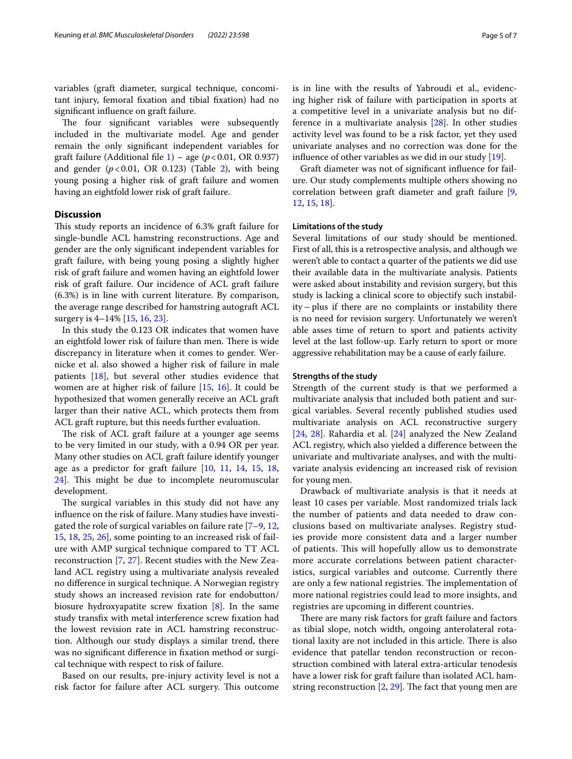variables (graft diameter, surgical technique, concomitant injury, femoral fixation and tibial fixation) had no significant influence on graft failure.

The four significant variables were subsequently included in the multivariate model. Age and gender remain the only significant independent variables for graft failure (Additional file 1) – age ($p<0.01$, OR 0.937) and gender ($p<0.01$, OR 0.123) (Table 2), with being young posing a higher risk of graft failure and women having an eightfold lower risk of graft failure.

## Discussion

This study reports an incidence of 6.3% graft failure for single-bundle ACL hamstring reconstructions. Age and gender are the only significant independent variables for graft failure, with being young posing a slightly higher risk of graft failure and women having an eightfold lower risk of graft failure. Our incidence of ACL graft failure (6.3%) is in line with current literature. By comparison, the average range described for hamstring autograft ACL surgery is 4–14% [15, 16, 23].

In this study the 0.123 OR indicates that women have an eightfold lower risk of failure than men. There is wide discrepancy in literature when it comes to gender. Wernicke et al. also showed a higher risk of failure in male patients [18], but several other studies evidence that women are at higher risk of failure [15, 16]. It could be hypothesized that women generally receive an ACL graft larger than their native ACL, which protects them from ACL graft rupture, but this needs further evaluation.

The risk of ACL graft failure at a younger age seems to be very limited in our study, with a 0.94 OR per year. Many other studies on ACL graft failure identify younger age as a predictor for graft failure [10, 11, 14, 15, 18, 24]. This might be due to incomplete neuromuscular development.

The surgical variables in this study did not have any influence on the risk of failure. Many studies have investigated the role of surgical variables on failure rate [7–9, 12, 15, 18, 25, 26], some pointing to an increased risk of failure with AMP surgical technique compared to TT ACL reconstruction [7, 27]. Recent studies with the New Zealand ACL registry using a multivariate analysis revealed no difference in surgical technique. A Norwegian registry study shows an increased revision rate for endobutton/biosure hydroxyapatite screw fixation [8]. In the same study transfix with metal interference screw fixation had the lowest revision rate in ACL hamstring reconstruction. Although our study displays a similar trend, there was no significant difference in fixation method or surgical technique with respect to risk of failure.

Based on our results, pre-injury activity level is not a risk factor for failure after ACL surgery. This outcome is in line with the results of Yabroudi et al., evidencing higher risk of failure with participation in sports at a competitive level in a univariate analysis but no difference in a multivariate analysis [28]. In other studies activity level was found to be a risk factor, yet they used univariate analyses and no correction was done for the influence of other variables as we did in our study [19].

Graft diameter was not of significant influence for failure. Our study complements multiple others showing no correlation between graft diameter and graft failure [9, 12, 15, 18].

### Limitations of the study

Several limitations of our study should be mentioned. First of all, this is a retrospective analysis, and although we weren't able to contact a quarter of the patients we did use their available data in the multivariate analysis. Patients were asked about instability and revision surgery, but this study is lacking a clinical score to objectify such instability – plus if there are no complaints or instability there is no need for revision surgery. Unfortunately we weren't able asses time of return to sport and patients activity level at the last follow-up. Early return to sport or more aggressive rehabilitation may be a cause of early failure.

### Strengths of the study

Strength of the current study is that we performed a multivariate analysis that included both patient and surgical variables. Several recently published studies used multivariate analysis on ACL reconstructive surgery [24, 28]. Rahardia et al. [24] analyzed the New Zealand ACL registry, which also yielded a difference between the univariate and multivariate analyses, and with the multivariate analysis evidencing an increased risk of revision for young men.

Drawback of multivariate analysis is that it needs at least 10 cases per variable. Most randomized trials lack the number of patients and data needed to draw conclusions based on multivariate analyses. Registry studies provide more consistent data and a larger number of patients. This will hopefully allow us to demonstrate more accurate correlations between patient characteristics, surgical variables and outcome. Currently there are only a few national registries. The implementation of more national registries could lead to more insights, and registries are upcoming in different countries.

There are many risk factors for graft failure and factors as tibial slope, notch width, ongoing anterolateral rotational laxity are not included in this article. There is also evidence that patellar tendon reconstruction or reconstruction combined with lateral extra-articular tenodesis have a lower risk for graft failure than isolated ACL hamstring reconstruction [2, 29]. The fact that young men are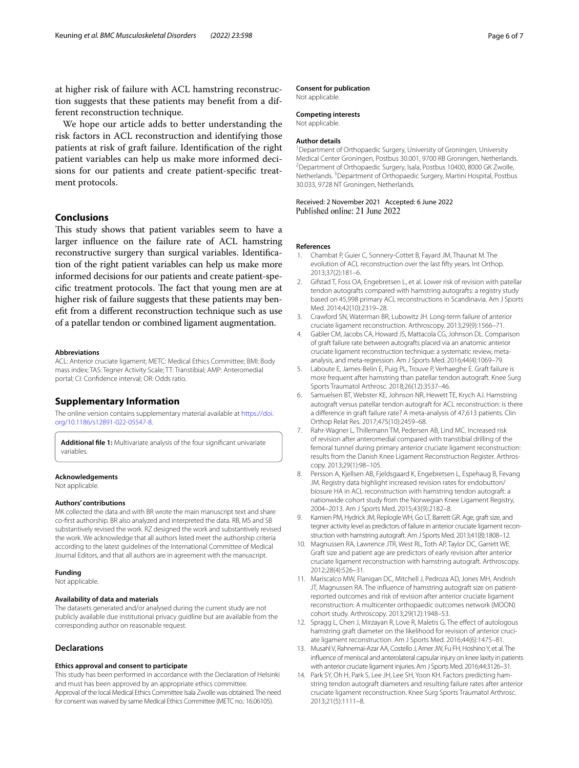at higher risk of failure with ACL hamstring reconstruction suggests that these patients may benefit from a different reconstruction technique.

We hope our article adds to better understanding the risk factors in ACL reconstruction and identifying those patients at risk of graft failure. Identification of the right patient variables can help us make more informed decisions for our patients and create patient-specific treatment protocols.

## Conclusions

This study shows that patient variables seem to have a larger influence on the failure rate of ACL hamstring reconstructive surgery than surgical variables. Identification of the right patient variables can help us make more informed decisions for our patients and create patient-specific treatment protocols. The fact that young men are at higher risk of failure suggests that these patients may benefit from a different reconstruction technique such as use of a patellar tendon or combined ligament augmentation.

#### Abbreviations

ACL: Anterior cruciate ligament; METC: Medical Ethics Committee; BMI: Body mass index; TAS: Tegner Activity Scale; TT: Transtibial; AMP: Anteromedial portal; CI: Confidence interval; OR: Odds ratio.

## Supplementary Information

The online version contains supplementary material available at https://doi.org/10.1186/s12891-022-05547-8.

**Additional file 1:** Multivariate analysis of the four significant univariate variables.

#### Acknowledgements

Not applicable.

#### Authors' contributions

MK collected the data and with BR wrote the main manuscript text and share co-first authorship. BR also analyzed and interpreted the data. RB, MS and SB substantively revised the work. RZ designed the work and substantively revised the work. We acknowledge that all authors listed meet the authorship criteria according to the latest guidelines of the International Committee of Medical Journal Editors, and that all authors are in agreement with the manuscript.

#### Funding

Not applicable.

#### Availability of data and materials

The datasets generated and/or analysed during the current study are not publicly available due institutional privacy guidline but are available from the corresponding author on reasonable request.

### Declarations

#### Ethics approval and consent to participate

This study has been performed in accordance with the Declaration of Helsinki and must has been approved by an appropriate ethics committee. Approval of the local Medical Ethics Committee Isala Zwolle was obtained. The need for consent was waived by same Medical Ethics Committee (METC no.: 16.06105).

#### Consent for publication

Not applicable.

#### Competing interests

Not applicable.

#### Author details

[1]Department of Orthopaedic Surgery, University of Groningen, University Medical Center Groningen, Postbus 30.001, 9700 RB Groningen, Netherlands. [2]Department of Orthopaedic Surgery, Isala, Postbus 10400, 8000 GK Zwolle, Netherlands. [3]Department of Orthopaedic Surgery, Martini Hospital, Postbus 30.033, 9728 NT Groningen, Netherlands.

Received: 2 November 2021 Accepted: 6 June 2022
Published online: 21 June 2022

#### References

1. Chambat P, Guier C, Sonnery-Cottet B, Fayard JM, Thaunat M. The evolution of ACL reconstruction over the last fifty years. Int Orthop. 2013;37(2):181–6.
2. Gifstad T, Foss OA, Engebretsen L, et al. Lower risk of revision with patellar tendon autografts compared with hamstring autografts: a registry study based on 45,998 primary ACL reconstructions in Scandinavia. Am J Sports Med. 2014;42(10):2319–28.
3. Crawford SN, Waterman BR, Lubowitz JH. Long-term failure of anterior cruciate ligament reconstruction. Arthroscopy. 2013;29(9):1566–71.
4. Gabler CM, Jacobs CA, Howard JS, Mattacola CG, Johnson DL. Comparison of graft failure rate between autografts placed via an anatomic anterior cruciate ligament reconstruction technique: a systematic review, meta-analysis, and meta-regression. Am J Sports Med. 2016;44(4):1069–79.
5. Laboute E, James-Belin E, Puig PL, Trouve P, Verhaeghe E. Graft failure is more frequent after hamstring than patellar tendon autograft. Knee Surg Sports Traumatol Arthrosc. 2018;26(12):3537–46.
6. Samuelsen BT, Webster KE, Johnson NR, Hewett TE, Krych AJ. Hamstring autograft versus patellar tendon autograft for ACL reconstruction: is there a difference in graft failure rate? A meta-analysis of 47,613 patients. Clin Orthop Relat Res. 2017;475(10):2459–68.
7. Rahr-Wagner L, Thillemann TM, Pedersen AB, Lind MC. Increased risk of revision after anteromedial compared with transtibial drilling of the femoral tunnel during primary anterior cruciate ligament reconstruction: results from the Danish Knee Ligament Reconstruction Register. Arthroscopy. 2013;29(1):98–105.
8. Persson A, Kjellsen AB, Fjeldsgaard K, Engebretsen L, Espehaug B, Fevang JM. Registry data highlight increased revision rates for endobutton/biosure HA in ACL reconstruction with hamstring tendon autograft: a nationwide cohort study from the Norwegian Knee Ligament Registry, 2004–2013. Am J Sports Med. 2015;43(9):2182–8.
9. Kamien PM, Hydrick JM, Replogle WH, Go LT, Barrett GR. Age, graft size, and tegner activity level as predictors of failure in anterior cruciate ligament reconstruction with hamstring autograft. Am J Sports Med. 2013;41(8):1808–12.
10. Magnussen RA, Lawrence JTR, West RL, Toth AP, Taylor DC, Garrett WE. Graft size and patient age are predictors of early revision after anterior cruciate ligament reconstruction with hamstring autograft. Arthroscopy. 2012;28(4):526–31.
11. Mariscalco MW, Flanigan DC, Mitchell J, Pedroza AD, Jones MH, Andrish JT, Magnussen RA. The influence of hamstring autograft size on patient-reported outcomes and risk of revision after anterior cruciate ligament reconstruction: A multicenter orthopaedic outcomes network (MOON) cohort study. Arthroscopy. 2013;29(12):1948–53.
12. Spragg L, Chen J, Mirzayan R, Love R, Maletis G. The effect of autologous hamstring graft diameter on the likelihood for revision of anterior cruciate ligament reconstruction. Am J Sports Med. 2016;44(6):1475–81.
13. Musahl V, Rahnemai-Azar AA, Costello J, Arner JW, Fu FH, Hoshino Y, et al. The influence of meniscal and anterolateral capsular injury on knee laxity in patients with anterior cruciate ligament injuries. Am J Sports Med. 2016;44:3126–31.
14. Park SY, Oh H, Park S, Lee JH, Lee SH, Yoon KH. Factors predicting hamstring tendon autograft diameters and resulting failure rates after anterior cruciate ligament reconstruction. Knee Surg Sports Traumatol Arthrosc. 2013;21(5):1111–8.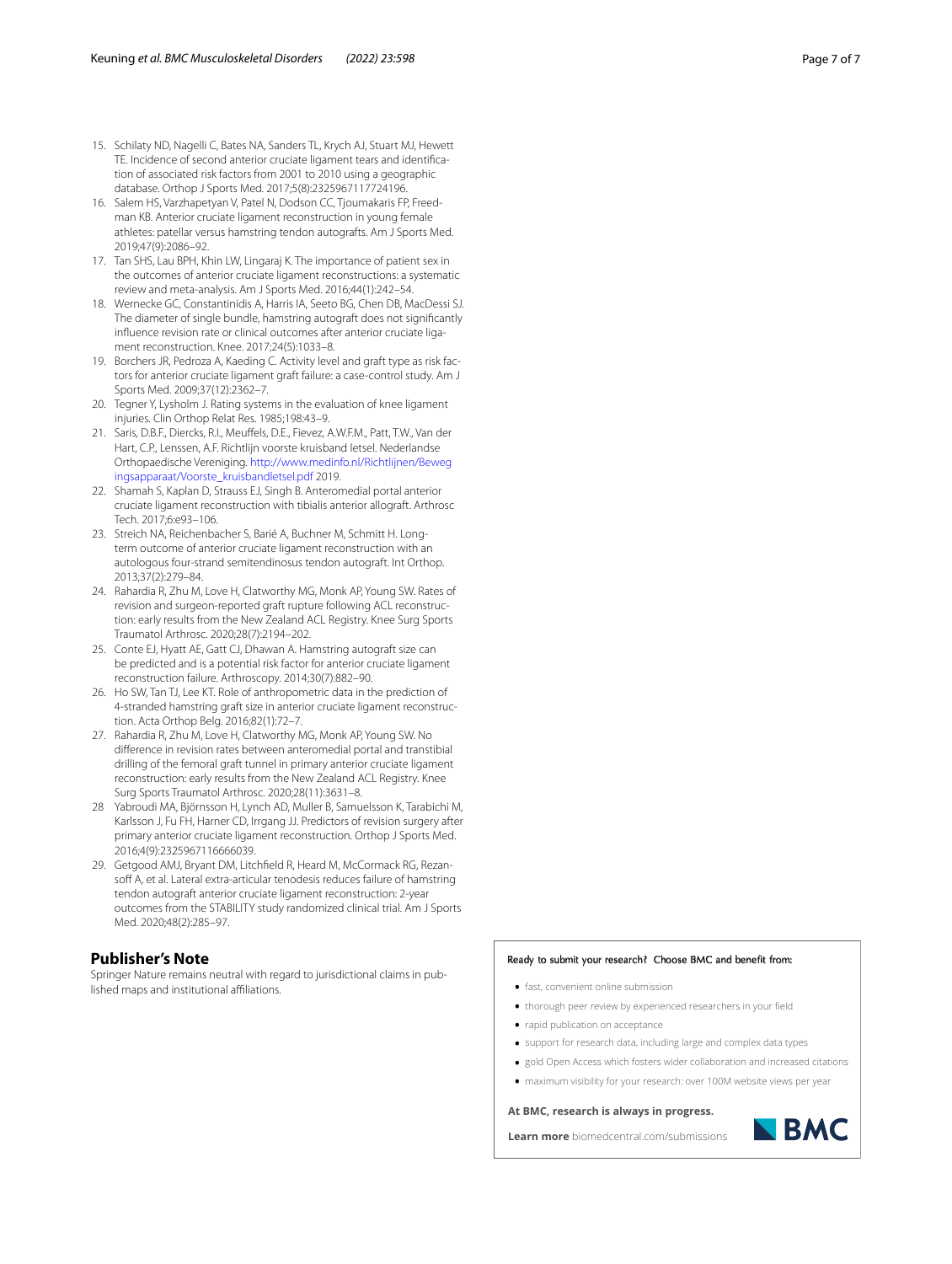15. Schilaty ND, Nagelli C, Bates NA, Sanders TL, Krych AJ, Stuart MJ, Hewett TE. Incidence of second anterior cruciate ligament tears and identification of associated risk factors from 2001 to 2010 using a geographic database. Orthop J Sports Med. 2017;5(8):2325967117724196.
16. Salem HS, Varzhapetyan V, Patel N, Dodson CC, Tjoumakaris FP, Freedman KB. Anterior cruciate ligament reconstruction in young female athletes: patellar versus hamstring tendon autografts. Am J Sports Med. 2019;47(9):2086–92.
17. Tan SHS, Lau BPH, Khin LW, Lingaraj K. The importance of patient sex in the outcomes of anterior cruciate ligament reconstructions: a systematic review and meta-analysis. Am J Sports Med. 2016;44(1):242–54.
18. Wernecke GC, Constantinidis A, Harris IA, Seeto BG, Chen DB, MacDessi SJ. The diameter of single bundle, hamstring autograft does not significantly influence revision rate or clinical outcomes after anterior cruciate ligament reconstruction. Knee. 2017;24(5):1033–8.
19. Borchers JR, Pedroza A, Kaeding C. Activity level and graft type as risk factors for anterior cruciate ligament graft failure: a case-control study. Am J Sports Med. 2009;37(12):2362–7.
20. Tegner Y, Lysholm J. Rating systems in the evaluation of knee ligament injuries. Clin Orthop Relat Res. 1985;198:43–9.
21. Saris, D.B.F., Diercks, R.I., Meuffels, D.E., Fievez, A.W.F.M., Patt, T.W., Van der Hart, C.P., Lenssen, A.F. Richtlijn voorste kruisband letsel. Nederlandse Orthopaedische Vereniging. http://www.medinfo.nl/Richtlijnen/Bewegingsapparaat/Voorste_kruisbandletsel.pdf 2019.
22. Shamah S, Kaplan D, Strauss EJ, Singh B. Anteromedial portal anterior cruciate ligament reconstruction with tibialis anterior allograft. Arthrosc Tech. 2017;6:e93–106.
23. Streich NA, Reichenbacher S, Barié A, Buchner M, Schmitt H. Long-term outcome of anterior cruciate ligament reconstruction with an autologous four-strand semitendinosus tendon autograft. Int Orthop. 2013;37(2):279–84.
24. Rahardja R, Zhu M, Love H, Clatworthy MG, Monk AP, Young SW. Rates of revision and surgeon-reported graft rupture following ACL reconstruction: early results from the New Zealand ACL Registry. Knee Surg Sports Traumatol Arthrosc. 2020;28(7):2194–202.
25. Conte EJ, Hyatt AE, Gatt CJ, Dhawan A. Hamstring autograft size can be predicted and is a potential risk factor for anterior cruciate ligament reconstruction failure. Arthroscopy. 2014;30(7):882–90.
26. Ho SW, Tan TJ, Lee KT. Role of anthropometric data in the prediction of 4-stranded hamstring graft size in anterior cruciate ligament reconstruction. Acta Orthop Belg. 2016;82(1):72–7.
27. Rahardja R, Zhu M, Love H, Clatworthy MG, Monk AP, Young SW. No difference in revision rates between anteromedial portal and transtibial drilling of the femoral graft tunnel in primary anterior cruciate ligament reconstruction: early results from the New Zealand ACL Registry. Knee Surg Sports Traumatol Arthrosc. 2020;28(11):3631–8.
28. Yabroudi MA, Björnsson H, Lynch AD, Muller B, Samuelsson K, Tarabichi M, Karlsson J, Fu FH, Harner CD, Irrgang JJ. Predictors of revision surgery after primary anterior cruciate ligament reconstruction. Orthop J Sports Med. 2016;4(9):2325967116666039.
29. Getgood AMJ, Bryant DM, Litchfield R, Heard M, McCormack RG, Rezansoff A, et al. Lateral extra-articular tenodesis reduces failure of hamstring tendon autograft anterior cruciate ligament reconstruction: 2-year outcomes from the STABILITY study randomized clinical trial. Am J Sports Med. 2020;48(2):285–97.

## Publisher's Note

Springer Nature remains neutral with regard to jurisdictional claims in published maps and institutional affiliations.

Ready to submit your research? Choose BMC and benefit from:

- fast, convenient online submission
- thorough peer review by experienced researchers in your field
- rapid publication on acceptance
- support for research data, including large and complex data types
- gold Open Access which fosters wider collaboration and increased citations
- maximum visibility for your research: over 100M website views per year

**At BMC, research is always in progress.**

**Learn more** biomedcentral.com/submissions